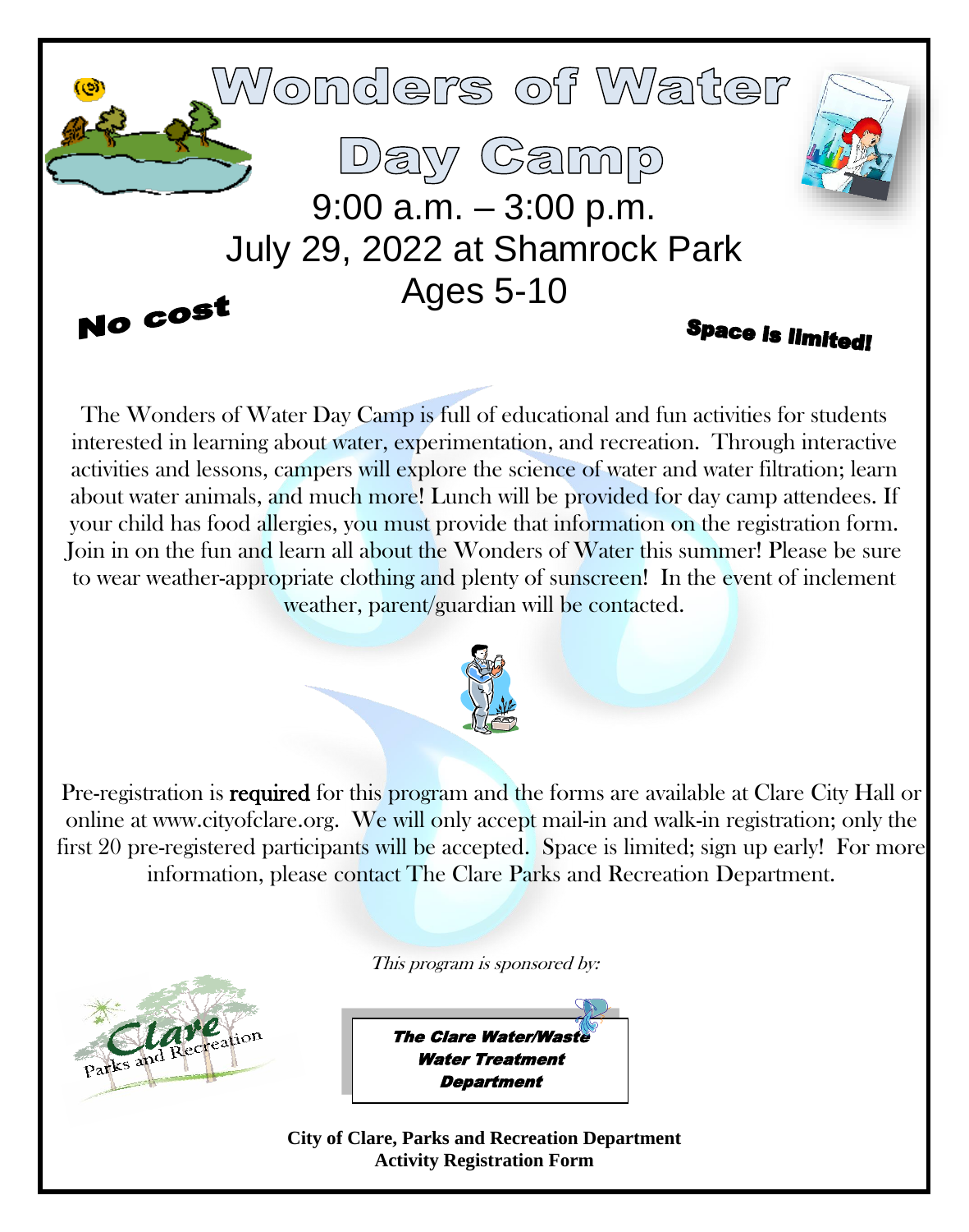# Wonders of Water Day Camp

9:00 a.m. – 3:00 p.m.
July 29, 2022 at Shamrock Park
Ages 5-10

**No cost**

**Space is limited!**

The Wonders of Water Day Camp is full of educational and fun activities for students interested in learning about water, experimentation, and recreation. Through interactive activities and lessons, campers will explore the science of water and water filtration; learn about water animals, and much more! Lunch will be provided for day camp attendees. If your child has food allergies, you must provide that information on the registration form. Join in on the fun and learn all about the Wonders of Water this summer! Please be sure to wear weather-appropriate clothing and plenty of sunscreen! In the event of inclement weather, parent/guardian will be contacted.

Pre-registration is **required** for this program and the forms are available at Clare City Hall or online at www.cityofclare.org. We will only accept mail-in and walk-in registration; only the first 20 pre-registered participants will be accepted. Space is limited; sign up early! For more information, please contact The Clare Parks and Recreation Department.

*This program is sponsored by:*

Clare Parks and Recreation

***The Clare Water/Waste Water Treatment Department***

**City of Clare, Parks and Recreation Department**
**Activity Registration Form**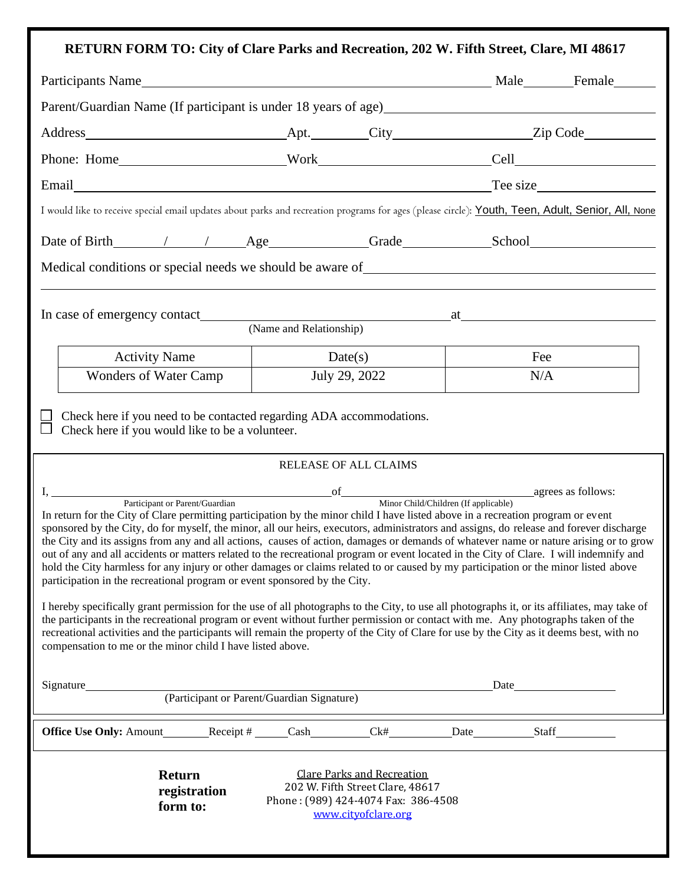**RETURN FORM TO: City of Clare Parks and Recreation, 202 W. Fifth Street, Clare, MI 48617**

Participants Name\_\_\_\_\_\_\_\_\_\_\_\_\_\_\_\_\_\_\_\_\_\_\_\_\_\_\_\_\_\_\_\_\_\_\_\_\_\_\_\_ Male\_\_\_\_\_\_\_ Female\_\_\_\_\_\_

Parent/Guardian Name (If participant is under 18 years of age)\_\_\_\_\_\_\_\_\_\_\_\_\_\_\_\_\_\_\_\_\_\_\_\_\_\_\_\_\_\_\_\_\_\_\_\_

Address\_\_\_\_\_\_\_\_\_\_\_\_\_\_\_\_\_\_\_\_\_\_\_\_\_\_\_\_ Apt.\_\_\_\_\_\_\_\_ City\_\_\_\_\_\_\_\_\_\_\_\_\_\_\_\_\_\_\_\_\_\_ Zip Code\_\_\_\_\_\_\_\_\_\_

Phone: Home\_\_\_\_\_\_\_\_\_\_\_\_\_\_\_\_\_\_\_\_\_\_\_\_ Work\_\_\_\_\_\_\_\_\_\_\_\_\_\_\_\_\_\_\_\_\_\_\_\_ Cell\_\_\_\_\_\_\_\_\_\_\_\_\_\_\_\_\_\_\_\_\_\_

Email\_\_\_\_\_\_\_\_\_\_\_\_\_\_\_\_\_\_\_\_\_\_\_\_\_\_\_\_\_\_\_\_\_\_\_\_\_\_\_\_\_\_\_\_\_\_\_\_\_\_\_\_\_\_\_\_\_\_\_\_ Tee size\_\_\_\_\_\_\_\_\_\_\_\_\_\_\_\_\_\_

I would like to receive special email updates about parks and recreation programs for ages (please circle): Youth, Teen, Adult, Senior, All, None

Date of Birth\_\_\_\_\_\_/\_\_\_\_\_/\_\_\_\_\_ Age\_\_\_\_\_\_\_\_\_\_\_\_\_\_ Grade\_\_\_\_\_\_\_\_\_\_\_\_\_ School\_\_\_\_\_\_\_\_\_\_\_\_\_\_\_\_\_\_\_\_

Medical conditions or special needs we should be aware of\_\_\_\_\_\_\_\_\_\_\_\_\_\_\_\_\_\_\_\_\_\_\_\_\_\_\_\_\_\_\_\_\_\_\_\_\_\_\_\_\_\_

\_\_\_\_\_\_\_\_\_\_\_\_\_\_\_\_\_\_\_\_\_\_\_\_\_\_\_\_\_\_\_\_\_\_\_\_\_\_\_\_\_\_\_\_\_\_\_\_\_\_\_\_\_\_\_\_\_\_\_\_\_\_\_\_\_\_\_\_\_\_\_\_\_\_\_\_\_\_\_\_\_\_\_\_\_\_\_\_\_\_\_\_

In case of emergency contact\_\_\_\_\_\_\_\_\_\_\_\_\_\_\_\_\_\_\_\_\_\_\_\_\_\_\_\_\_\_\_\_\_\_\_\_\_\_\_\_ at\_\_\_\_\_\_\_\_\_\_\_\_\_\_\_\_\_\_\_\_\_\_\_\_\_\_\_\_\_\_\_
(Name and Relationship)

| Activity Name | Date(s) | Fee |
|---|---|---|
| Wonders of Water Camp | July 29, 2022 | N/A |

☐ Check here if you need to be contacted regarding ADA accommodations.
☐ Check here if you would like to be a volunteer.

## RELEASE OF ALL CLAIMS

I, \_\_\_\_\_\_\_\_\_\_\_\_\_\_\_\_\_\_\_\_\_\_\_\_\_\_\_\_\_\_\_\_\_\_\_\_\_\_\_\_\_\_\_ of \_\_\_\_\_\_\_\_\_\_\_\_\_\_\_\_\_\_\_\_\_\_\_\_\_\_\_\_\_\_\_\_\_\_\_\_ agrees as follows:
(Participant or Parent/Guardian) (Minor Child/Children (If applicable))

In return for the City of Clare permitting participation by the minor child I have listed above in a recreation program or event sponsored by the City, do for myself, the minor, all our heirs, executors, administrators and assigns, do release and forever discharge the City and its assigns from any and all actions, causes of action, damages or demands of whatever name or nature arising or to grow out of any and all accidents or matters related to the recreational program or event located in the City of Clare. I will indemnify and hold the City harmless for any injury or other damages or claims related to or caused by my participation or the minor listed above participation in the recreational program or event sponsored by the City.

I hereby specifically grant permission for the use of all photographs to the City, to use all photographs it, or its affiliates, may take of the participants in the recreational program or event without further permission or contact with me. Any photographs taken of the recreational activities and the participants will remain the property of the City of Clare for use by the City as it deems best, with no compensation to me or the minor child I have listed above.

Signature\_\_\_\_\_\_\_\_\_\_\_\_\_\_\_\_\_\_\_\_\_\_\_\_\_\_\_\_\_\_\_\_\_\_\_\_\_\_\_\_\_\_\_\_\_\_\_\_\_\_\_\_\_\_\_\_\_ Date\_\_\_\_\_\_\_\_\_\_\_\_\_\_\_\_\_\_
(Participant or Parent/Guardian Signature)

**Office Use Only:** Amount\_\_\_\_\_\_\_\_ Receipt # \_\_\_\_\_\_ Cash\_\_\_\_\_\_\_\_\_\_ Ck#\_\_\_\_\_\_\_\_\_\_\_ Date\_\_\_\_\_\_\_\_\_\_ Staff\_\_\_\_\_\_\_\_\_\_

**Return registration form to:**

Clare Parks and Recreation
202 W. Fifth Street Clare, 48617
Phone : (989) 424-4074 Fax: 386-4508
www.cityofclare.org